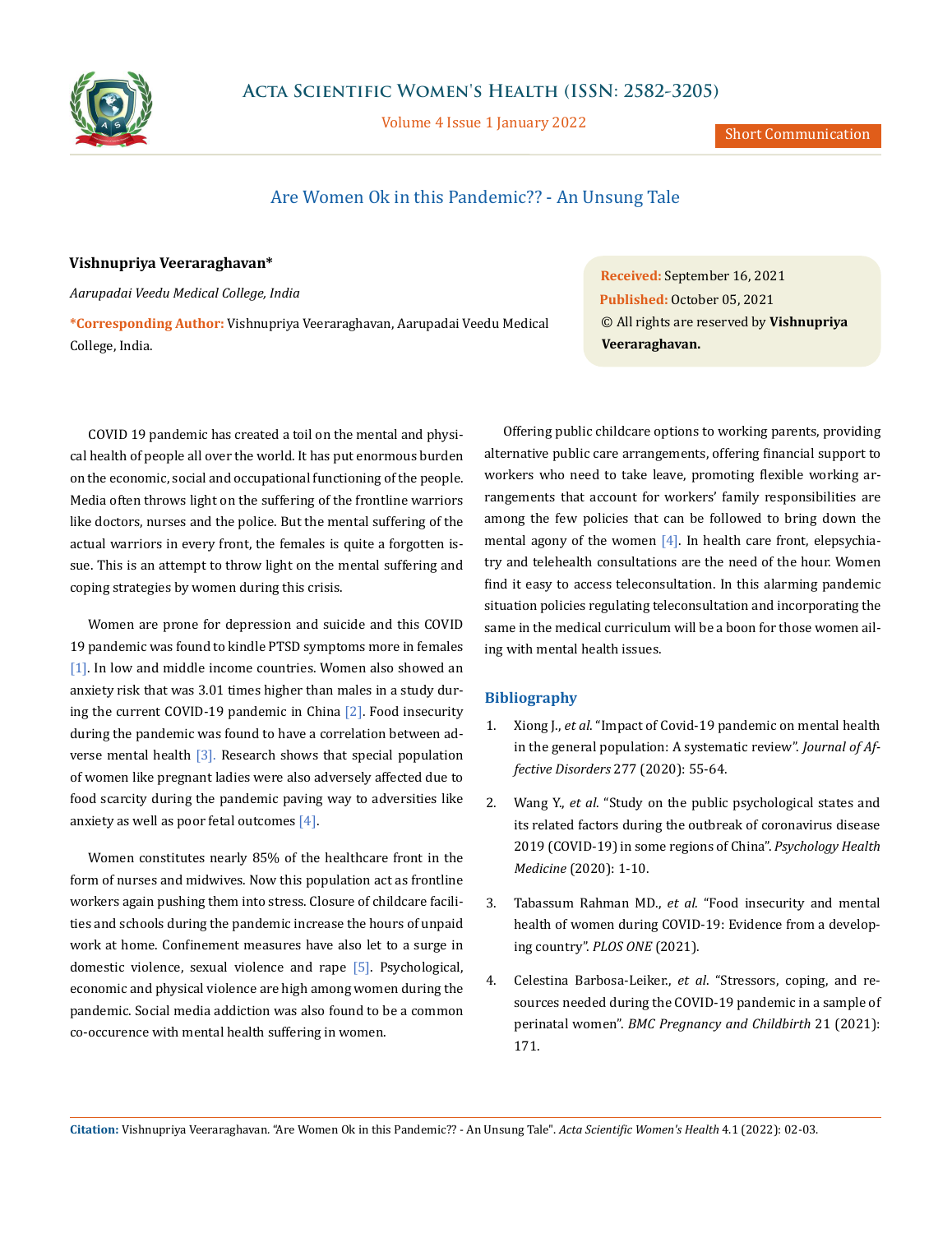# Are Women Ok in this Pandemic?? - An Unsung Tale

**Vishnupriya Veeraraghavan***

*Aarupadai Veedu Medical College, India*

**\*Corresponding Author:** Vishnupriya Veeraraghavan, Aarupadai Veedu Medical College, India.

**Received:** September 16, 2021
**Published:** October 05, 2021
© All rights are reserved by **Vishnupriya Veeraraghavan.**

COVID 19 pandemic has created a toil on the mental and physical health of people all over the world. It has put enormous burden on the economic, social and occupational functioning of the people. Media often throws light on the suffering of the frontline warriors like doctors, nurses and the police. But the mental suffering of the actual warriors in every front, the females is quite a forgotten issue. This is an attempt to throw light on the mental suffering and coping strategies by women during this crisis.

Women are prone for depression and suicide and this COVID 19 pandemic was found to kindle PTSD symptoms more in females [1]. In low and middle income countries. Women also showed an anxiety risk that was 3.01 times higher than males in a study during the current COVID-19 pandemic in China [2]. Food insecurity during the pandemic was found to have a correlation between adverse mental health [3]. Research shows that special population of women like pregnant ladies were also adversely affected due to food scarcity during the pandemic paving way to adversities like anxiety as well as poor fetal outcomes [4].

Women constitutes nearly 85% of the healthcare front in the form of nurses and midwives. Now this population act as frontline workers again pushing them into stress. Closure of childcare facilities and schools during the pandemic increase the hours of unpaid work at home. Confinement measures have also let to a surge in domestic violence, sexual violence and rape [5]. Psychological, economic and physical violence are high among women during the pandemic. Social media addiction was also found to be a common co-occurence with mental health suffering in women.

Offering public childcare options to working parents, providing alternative public care arrangements, offering financial support to workers who need to take leave, promoting flexible working arrangements that account for workers' family responsibilities are among the few policies that can be followed to bring down the mental agony of the women [4]. In health care front, elepsychiatry and telehealth consultations are the need of the hour. Women find it easy to access teleconsultation. In this alarming pandemic situation policies regulating teleconsultation and incorporating the same in the medical curriculum will be a boon for those women ailing with mental health issues.

## Bibliography

1. Xiong J., *et al*. "Impact of Covid-19 pandemic on mental health in the general population: A systematic review". *Journal of Affective Disorders* 277 (2020): 55-64.
2. Wang Y., *et al*. "Study on the public psychological states and its related factors during the outbreak of coronavirus disease 2019 (COVID-19) in some regions of China". *Psychology Health Medicine* (2020): 1-10.
3. Tabassum Rahman MD., *et al*. "Food insecurity and mental health of women during COVID-19: Evidence from a developing country". *PLOS ONE* (2021).
4. Celestina Barbosa-Leiker., *et al*. "Stressors, coping, and resources needed during the COVID-19 pandemic in a sample of perinatal women". *BMC Pregnancy and Childbirth* 21 (2021): 171.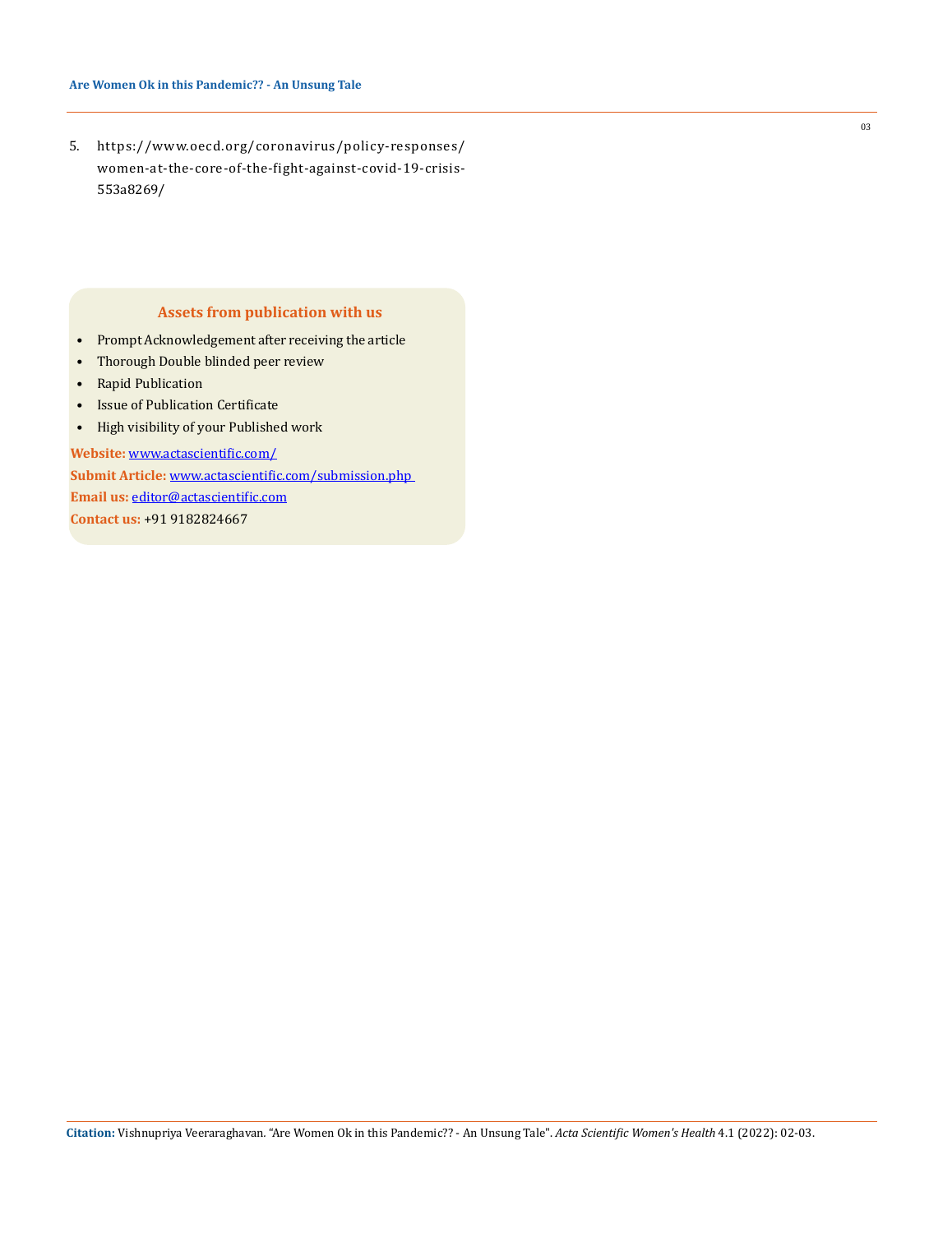5. https://www.oecd.org/coronavirus/policy-responses/women-at-the-core-of-the-fight-against-covid-19-crisis-553a8269/

### Assets from publication with us

- Prompt Acknowledgement after receiving the article
- Thorough Double blinded peer review
- Rapid Publication
- Issue of Publication Certificate
- High visibility of your Published work

**Website:** www.actascientific.com/

**Submit Article:** www.actascientific.com/submission.php

**Email us:** editor@actascientific.com

**Contact us:** +91 9182824667